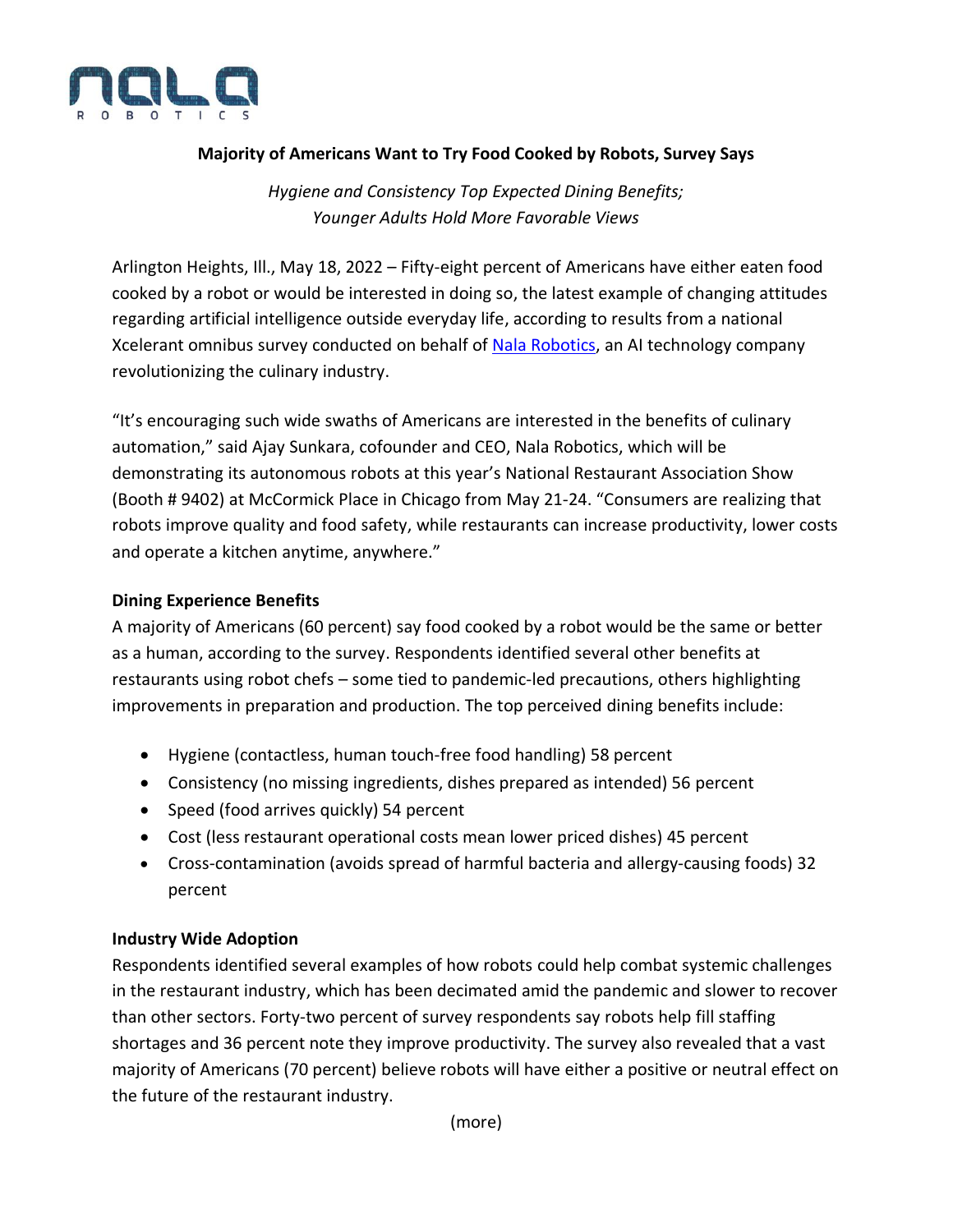# Majority of Americans Want to Try Food Cooked by Robots, Survey Says

*Hygiene and Consistency Top Expected Dining Benefits;*
*Younger Adults Hold More Favorable Views*

Arlington Heights, Ill., May 18, 2022 – Fifty-eight percent of Americans have either eaten food cooked by a robot or would be interested in doing so, the latest example of changing attitudes regarding artificial intelligence outside everyday life, according to results from a national Xcelerant omnibus survey conducted on behalf of Nala Robotics, an AI technology company revolutionizing the culinary industry.

"It's encouraging such wide swaths of Americans are interested in the benefits of culinary automation," said Ajay Sunkara, cofounder and CEO, Nala Robotics, which will be demonstrating its autonomous robots at this year's National Restaurant Association Show (Booth # 9402) at McCormick Place in Chicago from May 21-24. "Consumers are realizing that robots improve quality and food safety, while restaurants can increase productivity, lower costs and operate a kitchen anytime, anywhere."

**Dining Experience Benefits**

A majority of Americans (60 percent) say food cooked by a robot would be the same or better as a human, according to the survey. Respondents identified several other benefits at restaurants using robot chefs – some tied to pandemic-led precautions, others highlighting improvements in preparation and production. The top perceived dining benefits include:

- Hygiene (contactless, human touch-free food handling) 58 percent
- Consistency (no missing ingredients, dishes prepared as intended) 56 percent
- Speed (food arrives quickly) 54 percent
- Cost (less restaurant operational costs mean lower priced dishes) 45 percent
- Cross-contamination (avoids spread of harmful bacteria and allergy-causing foods) 32 percent

**Industry Wide Adoption**

Respondents identified several examples of how robots could help combat systemic challenges in the restaurant industry, which has been decimated amid the pandemic and slower to recover than other sectors. Forty-two percent of survey respondents say robots help fill staffing shortages and 36 percent note they improve productivity. The survey also revealed that a vast majority of Americans (70 percent) believe robots will have either a positive or neutral effect on the future of the restaurant industry.

(more)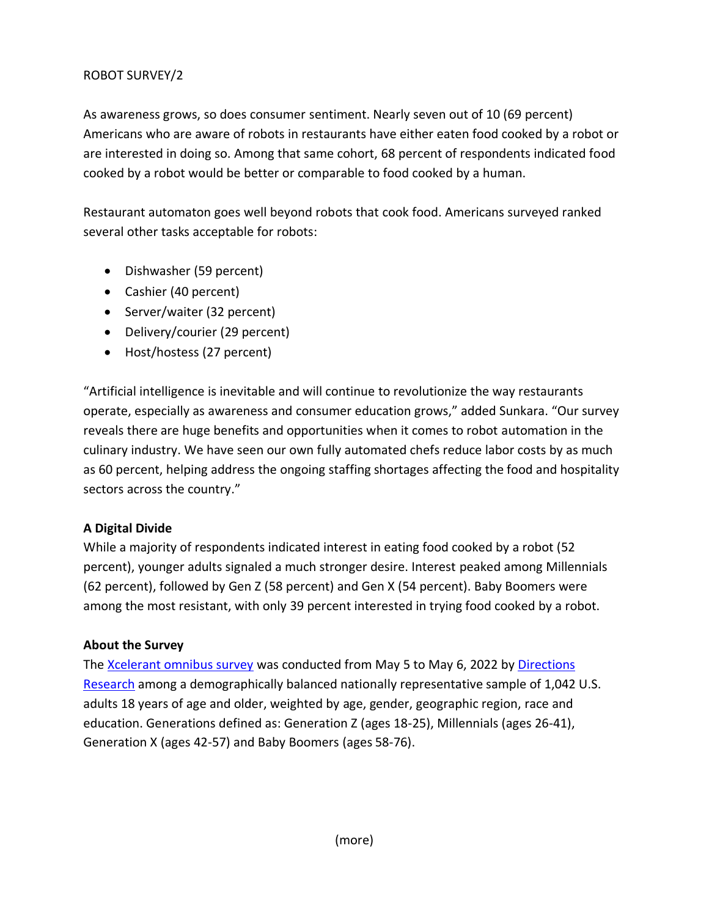As awareness grows, so does consumer sentiment. Nearly seven out of 10 (69 percent) Americans who are aware of robots in restaurants have either eaten food cooked by a robot or are interested in doing so. Among that same cohort, 68 percent of respondents indicated food cooked by a robot would be better or comparable to food cooked by a human.

Restaurant automaton goes well beyond robots that cook food. Americans surveyed ranked several other tasks acceptable for robots:

- Dishwasher (59 percent)
- Cashier (40 percent)
- Server/waiter (32 percent)
- Delivery/courier (29 percent)
- Host/hostess (27 percent)

"Artificial intelligence is inevitable and will continue to revolutionize the way restaurants operate, especially as awareness and consumer education grows," added Sunkara. "Our survey reveals there are huge benefits and opportunities when it comes to robot automation in the culinary industry. We have seen our own fully automated chefs reduce labor costs by as much as 60 percent, helping address the ongoing staffing shortages affecting the food and hospitality sectors across the country."

**A Digital Divide**

While a majority of respondents indicated interest in eating food cooked by a robot (52 percent), younger adults signaled a much stronger desire. Interest peaked among Millennials (62 percent), followed by Gen Z (58 percent) and Gen X (54 percent). Baby Boomers were among the most resistant, with only 39 percent interested in trying food cooked by a robot.

**About the Survey**

The Xcelerant omnibus survey was conducted from May 5 to May 6, 2022 by Directions Research among a demographically balanced nationally representative sample of 1,042 U.S. adults 18 years of age and older, weighted by age, gender, geographic region, race and education. Generations defined as: Generation Z (ages 18-25), Millennials (ages 26-41), Generation X (ages 42-57) and Baby Boomers (ages 58-76).

(more)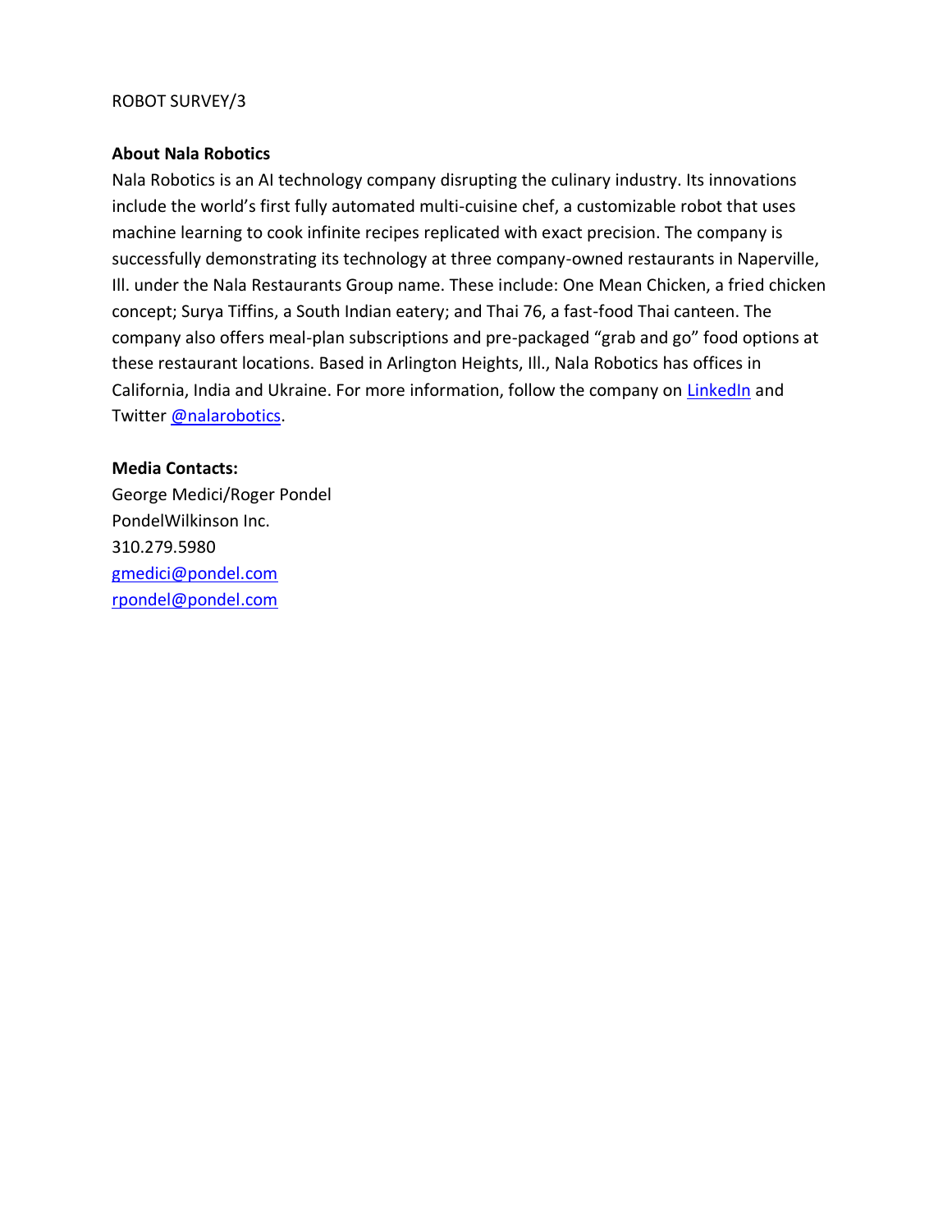ROBOT SURVEY/3

**About Nala Robotics**

Nala Robotics is an AI technology company disrupting the culinary industry. Its innovations include the world's first fully automated multi-cuisine chef, a customizable robot that uses machine learning to cook infinite recipes replicated with exact precision. The company is successfully demonstrating its technology at three company-owned restaurants in Naperville, Ill. under the Nala Restaurants Group name. These include: One Mean Chicken, a fried chicken concept; Surya Tiffins, a South Indian eatery; and Thai 76, a fast-food Thai canteen. The company also offers meal-plan subscriptions and pre-packaged "grab and go" food options at these restaurant locations. Based in Arlington Heights, Ill., Nala Robotics has offices in California, India and Ukraine. For more information, follow the company on LinkedIn and Twitter @nalarobotics.

**Media Contacts:**

George Medici/Roger Pondel
PondelWilkinson Inc.
310.279.5980
gmedici@pondel.com
rpondel@pondel.com